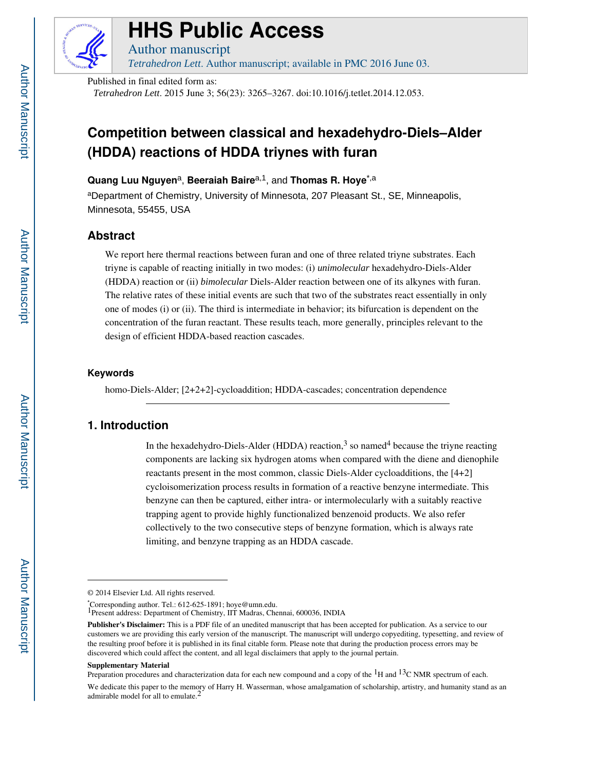# HHS Public Access

Author manuscript

*Tetrahedron Lett*. Author manuscript; available in PMC 2016 June 03.

Published in final edited form as:

*Tetrahedron Lett*. 2015 June 3; 56(23): 3265–3267. doi:10.1016/j.tetlet.2014.12.053.

# Competition between classical and hexadehydro-Diels–Alder (HDDA) reactions of HDDA triynes with furan

**Quang Luu Nguyen**[a], **Beeraiah Baire**[a,1], and **Thomas R. Hoye**[*,a]

[a]Department of Chemistry, University of Minnesota, 207 Pleasant St., SE, Minneapolis, Minnesota, 55455, USA

## Abstract

We report here thermal reactions between furan and one of three related triyne substrates. Each triyne is capable of reacting initially in two modes: (i) *unimolecular* hexadehydro-Diels-Alder (HDDA) reaction or (ii) *bimolecular* Diels-Alder reaction between one of its alkynes with furan. The relative rates of these initial events are such that two of the substrates react essentially in only one of modes (i) or (ii). The third is intermediate in behavior; its bifurcation is dependent on the concentration of the furan reactant. These results teach, more generally, principles relevant to the design of efficient HDDA-based reaction cascades.

### Keywords

homo-Diels-Alder; [2+2+2]-cycloaddition; HDDA-cascades; concentration dependence

## 1. Introduction

In the hexadehydro-Diels-Alder (HDDA) reaction,[3] so named[4] because the triyne reacting components are lacking six hydrogen atoms when compared with the diene and dienophile reactants present in the most common, classic Diels-Alder cycloadditions, the [4+2] cycloisomerization process results in formation of a reactive benzyne intermediate. This benzyne can then be captured, either intra- or intermolecularly with a suitably reactive trapping agent to provide highly functionalized benzenoid products. We also refer collectively to the two consecutive steps of benzyne formation, which is always rate limiting, and benzyne trapping as an HDDA cascade.

---

© 2014 Elsevier Ltd. All rights reserved.

*Corresponding author. Tel.: 612-625-1891; hoye@umn.edu.

[1]Present address: Department of Chemistry, IIT Madras, Chennai, 600036, INDIA

**Publisher's Disclaimer:** This is a PDF file of an unedited manuscript that has been accepted for publication. As a service to our customers we are providing this early version of the manuscript. The manuscript will undergo copyediting, typesetting, and review of the resulting proof before it is published in its final citable form. Please note that during the production process errors may be discovered which could affect the content, and all legal disclaimers that apply to the journal pertain.

**Supplementary Material**

Preparation procedures and characterization data for each new compound and a copy of the $^{1}$H and $^{13}$C NMR spectrum of each.

We dedicate this paper to the memory of Harry H. Wasserman, whose amalgamation of scholarship, artistry, and humanity stand as an admirable model for all to emulate.[2]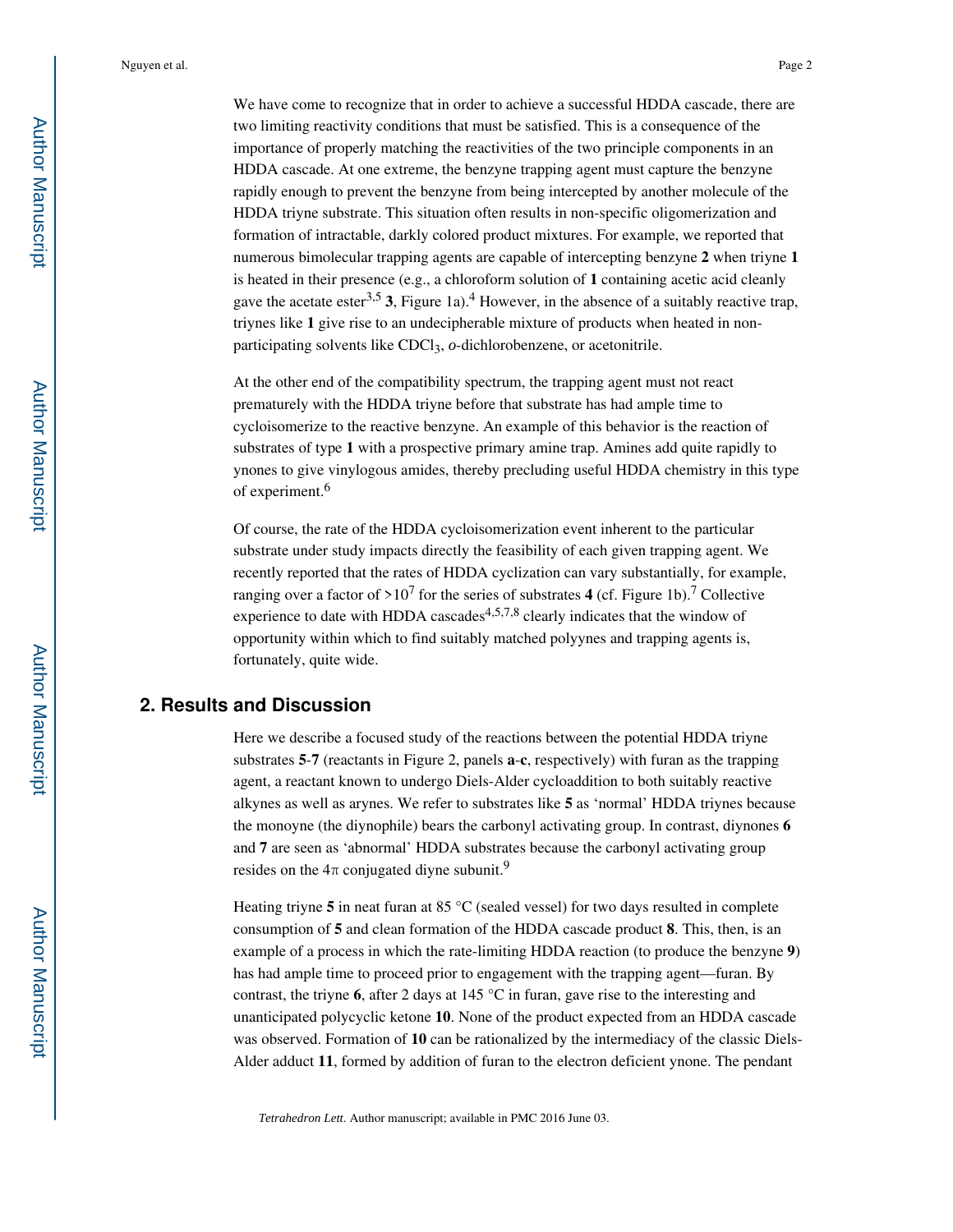We have come to recognize that in order to achieve a successful HDDA cascade, there are two limiting reactivity conditions that must be satisfied. This is a consequence of the importance of properly matching the reactivities of the two principle components in an HDDA cascade. At one extreme, the benzyne trapping agent must capture the benzyne rapidly enough to prevent the benzyne from being intercepted by another molecule of the HDDA triyne substrate. This situation often results in non-specific oligomerization and formation of intractable, darkly colored product mixtures. For example, we reported that numerous bimolecular trapping agents are capable of intercepting benzyne **2** when triyne **1** is heated in their presence (e.g., a chloroform solution of **1** containing acetic acid cleanly gave the acetate ester[3,5] **3**, Figure 1a).[4] However, in the absence of a suitably reactive trap, triynes like **1** give rise to an undecipherable mixture of products when heated in non-participating solvents like $CDCl_3$, *o*-dichlorobenzene, or acetonitrile.

At the other end of the compatibility spectrum, the trapping agent must not react prematurely with the HDDA triyne before that substrate has had ample time to cycloisomerize to the reactive benzyne. An example of this behavior is the reaction of substrates of type **1** with a prospective primary amine trap. Amines add quite rapidly to ynones to give vinylogous amides, thereby precluding useful HDDA chemistry in this type of experiment.[6]

Of course, the rate of the HDDA cycloisomerization event inherent to the particular substrate under study impacts directly the feasibility of each given trapping agent. We recently reported that the rates of HDDA cyclization can vary substantially, for example, ranging over a factor of $>10^7$ for the series of substrates **4** (cf. Figure 1b).[7] Collective experience to date with HDDA cascades[4,5,7,8] clearly indicates that the window of opportunity within which to find suitably matched polyynes and trapping agents is, fortunately, quite wide.

## 2. Results and Discussion

Here we describe a focused study of the reactions between the potential HDDA triyne substrates **5**-**7** (reactants in Figure 2, panels **a**-**c**, respectively) with furan as the trapping agent, a reactant known to undergo Diels-Alder cycloaddition to both suitably reactive alkynes as well as arynes. We refer to substrates like **5** as 'normal' HDDA triynes because the monoyne (the diynophile) bears the carbonyl activating group. In contrast, diynones **6** and **7** are seen as 'abnormal' HDDA substrates because the carbonyl activating group resides on the 4π conjugated diyne subunit.[9]

Heating triyne **5** in neat furan at 85 °C (sealed vessel) for two days resulted in complete consumption of **5** and clean formation of the HDDA cascade product **8**. This, then, is an example of a process in which the rate-limiting HDDA reaction (to produce the benzyne **9**) has had ample time to proceed prior to engagement with the trapping agent—furan. By contrast, the triyne **6**, after 2 days at 145 °C in furan, gave rise to the interesting and unanticipated polycyclic ketone **10**. None of the product expected from an HDDA cascade was observed. Formation of **10** can be rationalized by the intermediacy of the classic Diels-Alder adduct **11**, formed by addition of furan to the electron deficient ynone. The pendant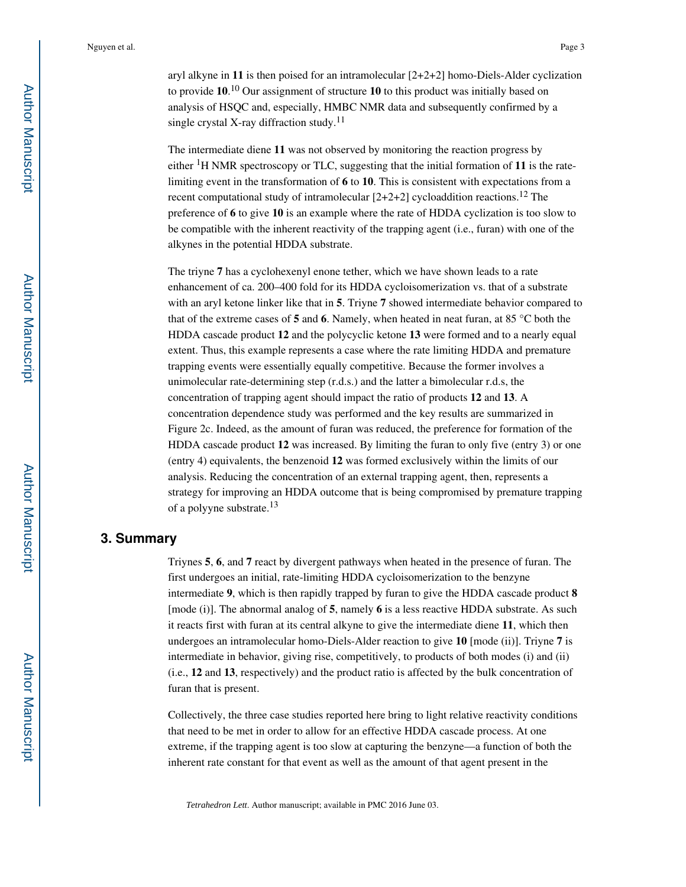aryl alkyne in **11** is then poised for an intramolecular [2+2+2] homo-Diels-Alder cyclization to provide **10**.[10] Our assignment of structure **10** to this product was initially based on analysis of HSQC and, especially, HMBC NMR data and subsequently confirmed by a single crystal X-ray diffraction study.[11]

The intermediate diene **11** was not observed by monitoring the reaction progress by either $^1$H NMR spectroscopy or TLC, suggesting that the initial formation of **11** is the rate-limiting event in the transformation of **6** to **10**. This is consistent with expectations from a recent computational study of intramolecular [2+2+2] cycloaddition reactions.[12] The preference of **6** to give **10** is an example where the rate of HDDA cyclization is too slow to be compatible with the inherent reactivity of the trapping agent (i.e., furan) with one of the alkynes in the potential HDDA substrate.

The triyne **7** has a cyclohexenyl enone tether, which we have shown leads to a rate enhancement of ca. 200–400 fold for its HDDA cycloisomerization vs. that of a substrate with an aryl ketone linker like that in **5**. Triyne **7** showed intermediate behavior compared to that of the extreme cases of **5** and **6**. Namely, when heated in neat furan, at 85 °C both the HDDA cascade product **12** and the polycyclic ketone **13** were formed and to a nearly equal extent. Thus, this example represents a case where the rate limiting HDDA and premature trapping events were essentially equally competitive. Because the former involves a unimolecular rate-determining step (r.d.s.) and the latter a bimolecular r.d.s, the concentration of trapping agent should impact the ratio of products **12** and **13**. A concentration dependence study was performed and the key results are summarized in Figure 2c. Indeed, as the amount of furan was reduced, the preference for formation of the HDDA cascade product **12** was increased. By limiting the furan to only five (entry 3) or one (entry 4) equivalents, the benzenoid **12** was formed exclusively within the limits of our analysis. Reducing the concentration of an external trapping agent, then, represents a strategy for improving an HDDA outcome that is being compromised by premature trapping of a polyyne substrate.[13]

## 3. Summary

Triynes **5**, **6**, and **7** react by divergent pathways when heated in the presence of furan. The first undergoes an initial, rate-limiting HDDA cycloisomerization to the benzyne intermediate **9**, which is then rapidly trapped by furan to give the HDDA cascade product **8** [mode (i)]. The abnormal analog of **5**, namely **6** is a less reactive HDDA substrate. As such it reacts first with furan at its central alkyne to give the intermediate diene **11**, which then undergoes an intramolecular homo-Diels-Alder reaction to give **10** [mode (ii)]. Triyne **7** is intermediate in behavior, giving rise, competitively, to products of both modes (i) and (ii) (i.e., **12** and **13**, respectively) and the product ratio is affected by the bulk concentration of furan that is present.

Collectively, the three case studies reported here bring to light relative reactivity conditions that need to be met in order to allow for an effective HDDA cascade process. At one extreme, if the trapping agent is too slow at capturing the benzyne—a function of both the inherent rate constant for that event as well as the amount of that agent present in the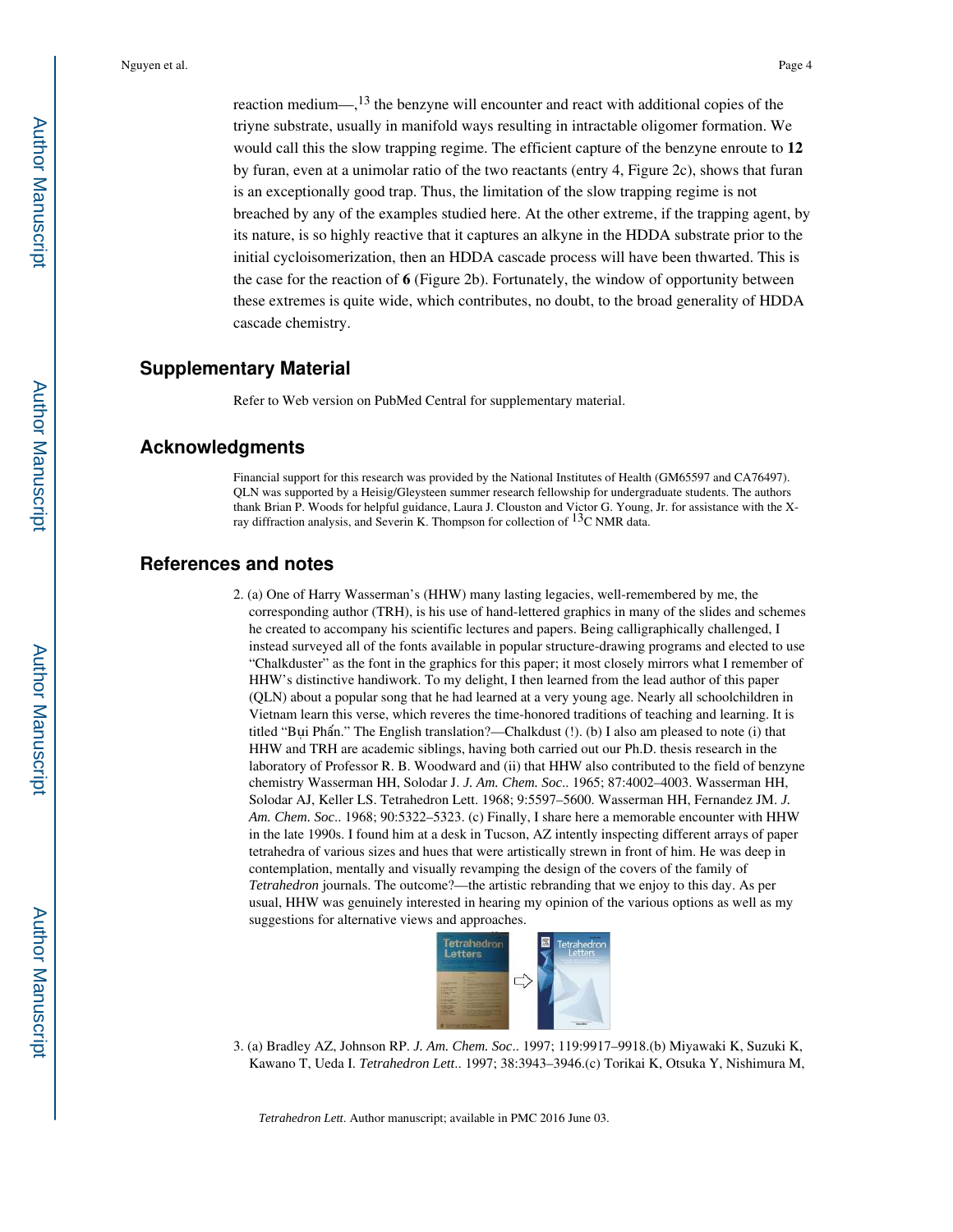reaction medium—,[13] the benzyne will encounter and react with additional copies of the triyne substrate, usually in manifold ways resulting in intractable oligomer formation. We would call this the slow trapping regime. The efficient capture of the benzyne enroute to **12** by furan, even at a unimolar ratio of the two reactants (entry 4, Figure 2c), shows that furan is an exceptionally good trap. Thus, the limitation of the slow trapping regime is not breached by any of the examples studied here. At the other extreme, if the trapping agent, by its nature, is so highly reactive that it captures an alkyne in the HDDA substrate prior to the initial cycloisomerization, then an HDDA cascade process will have been thwarted. This is the case for the reaction of **6** (Figure 2b). Fortunately, the window of opportunity between these extremes is quite wide, which contributes, no doubt, to the broad generality of HDDA cascade chemistry.

## Supplementary Material

Refer to Web version on PubMed Central for supplementary material.

## Acknowledgments

Financial support for this research was provided by the National Institutes of Health (GM65597 and CA76497). QLN was supported by a Heisig/Gleysteen summer research fellowship for undergraduate students. The authors thank Brian P. Woods for helpful guidance, Laura J. Clouston and Victor G. Young, Jr. for assistance with the X-ray diffraction analysis, and Severin K. Thompson for collection of $^{13}$C NMR data.

## References and notes

2. (a) One of Harry Wasserman's (HHW) many lasting legacies, well-remembered by me, the corresponding author (TRH), is his use of hand-lettered graphics in many of the slides and schemes he created to accompany his scientific lectures and papers. Being calligraphically challenged, I instead surveyed all of the fonts available in popular structure-drawing programs and elected to use "Chalkduster" as the font in the graphics for this paper; it most closely mirrors what I remember of HHW's distinctive handiwork. To my delight, I then learned from the lead author of this paper (QLN) about a popular song that he had learned at a very young age. Nearly all schoolchildren in Vietnam learn this verse, which reveres the time-honored traditions of teaching and learning. It is titled "Bụi Phấn." The English translation?—Chalkdust (!). (b) I also am pleased to note (i) that HHW and TRH are academic siblings, having both carried out our Ph.D. thesis research in the laboratory of Professor R. B. Woodward and (ii) that HHW also contributed to the field of benzyne chemistry Wasserman HH, Solodar J. *J. Am. Chem. Soc.*. 1965; 87:4002–4003. Wasserman HH, Solodar AJ, Keller LS. Tetrahedron Lett. 1968; 9:5597–5600. Wasserman HH, Fernandez JM. *J. Am. Chem. Soc.*. 1968; 90:5322–5323. (c) Finally, I share here a memorable encounter with HHW in the late 1990s. I found him at a desk in Tucson, AZ intently inspecting different arrays of paper tetrahedra of various sizes and hues that were artistically strewn in front of him. He was deep in contemplation, mentally and visually revamping the design of the covers of the family of *Tetrahedron* journals. The outcome?—the artistic rebranding that we enjoy to this day. As per usual, HHW was genuinely interested in hearing my opinion of the various options as well as my suggestions for alternative views and approaches.

3. (a) Bradley AZ, Johnson RP. *J. Am. Chem. Soc.*. 1997; 119:9917–9918.(b) Miyawaki K, Suzuki K, Kawano T, Ueda I. *Tetrahedron Lett.*. 1997; 38:3943–3946.(c) Torikai K, Otsuka Y, Nishimura M,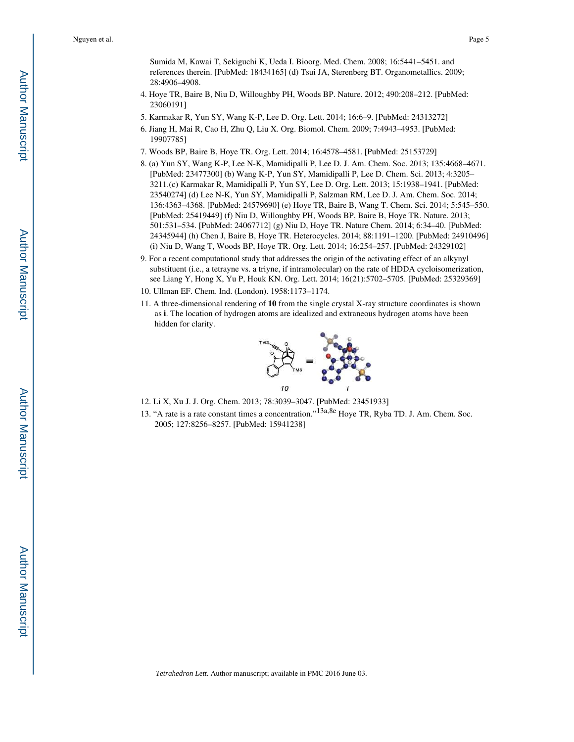Sumida M, Kawai T, Sekiguchi K, Ueda I. Bioorg. Med. Chem. 2008; 16:5441–5451. and references therein. [PubMed: 18434165] (d) Tsui JA, Sterenberg BT. Organometallics. 2009; 28:4906–4908.

4. Hoye TR, Baire B, Niu D, Willoughby PH, Woods BP. Nature. 2012; 490:208–212. [PubMed: 23060191]
5. Karmakar R, Yun SY, Wang K-P, Lee D. Org. Lett. 2014; 16:6–9. [PubMed: 24313272]
6. Jiang H, Mai R, Cao H, Zhu Q, Liu X. Org. Biomol. Chem. 2009; 7:4943–4953. [PubMed: 19907785]
7. Woods BP, Baire B, Hoye TR. Org. Lett. 2014; 16:4578–4581. [PubMed: 25153729]
8. (a) Yun SY, Wang K-P, Lee N-K, Mamidipalli P, Lee D. J. Am. Chem. Soc. 2013; 135:4668–4671. [PubMed: 23477300] (b) Wang K-P, Yun SY, Mamidipalli P, Lee D. Chem. Sci. 2013; 4:3205–3211.(c) Karmakar R, Mamidipalli P, Yun SY, Lee D. Org. Lett. 2013; 15:1938–1941. [PubMed: 23540274] (d) Lee N-K, Yun SY, Mamidipalli P, Salzman RM, Lee D. J. Am. Chem. Soc. 2014; 136:4363–4368. [PubMed: 24579690] (e) Hoye TR, Baire B, Wang T. Chem. Sci. 2014; 5:545–550. [PubMed: 25419449] (f) Niu D, Willoughby PH, Woods BP, Baire B, Hoye TR. Nature. 2013; 501:531–534. [PubMed: 24067712] (g) Niu D, Hoye TR. Nature Chem. 2014; 6:34–40. [PubMed: 24345944] (h) Chen J, Baire B, Hoye TR. Heterocycles. 2014; 88:1191–1200. [PubMed: 24910496] (i) Niu D, Wang T, Woods BP, Hoye TR. Org. Lett. 2014; 16:254–257. [PubMed: 24329102]
9. For a recent computational study that addresses the origin of the activating effect of an alkynyl substituent (i.e., a tetrayne vs. a triyne, if intramolecular) on the rate of HDDA cycloisomerization, see Liang Y, Hong X, Yu P, Houk KN. Org. Lett. 2014; 16(21):5702–5705. [PubMed: 25329369]
10. Ullman EF. Chem. Ind. (London). 1958:1173–1174.
11. A three-dimensional rendering of **10** from the single crystal X-ray structure coordinates is shown as **i**. The location of hydrogen atoms are idealized and extraneous hydrogen atoms have been hidden for clarity.

*10* *i*

12. Li X, Xu J. J. Org. Chem. 2013; 78:3039–3047. [PubMed: 23451933]
13. "A rate is a rate constant times a concentration."[13a,8e] Hoye TR, Ryba TD. J. Am. Chem. Soc. 2005; 127:8256–8257. [PubMed: 15941238]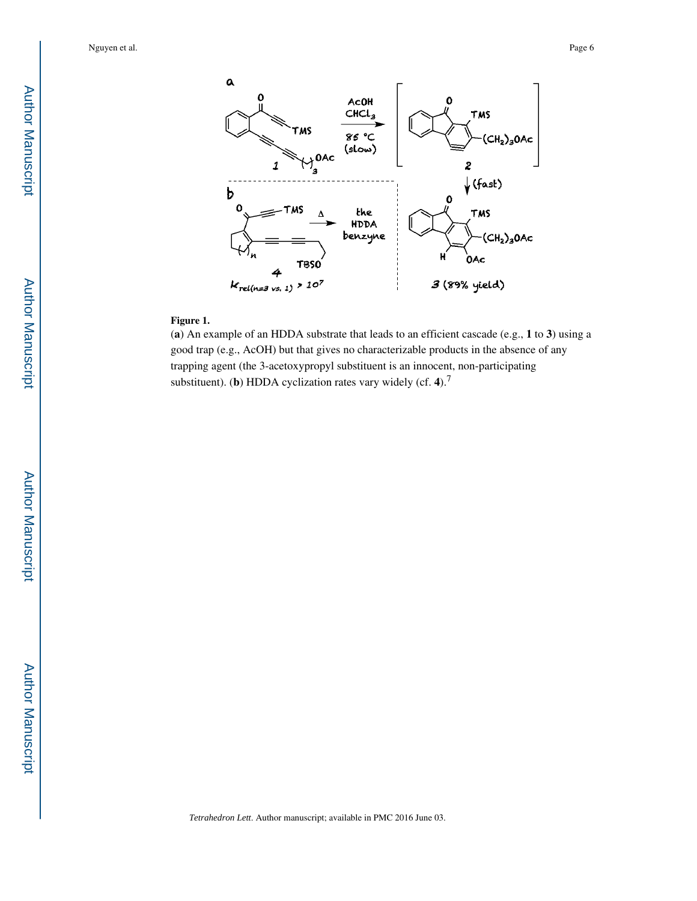**Figure 1.**

(**a**) An example of an HDDA substrate that leads to an efficient cascade (e.g., **1** to **3**) using a good trap (e.g., AcOH) but that gives no characterizable products in the absence of any trapping agent (the 3-acetoxypropyl substituent is an innocent, non-participating substituent). (**b**) HDDA cyclization rates vary widely (cf. **4**).[7]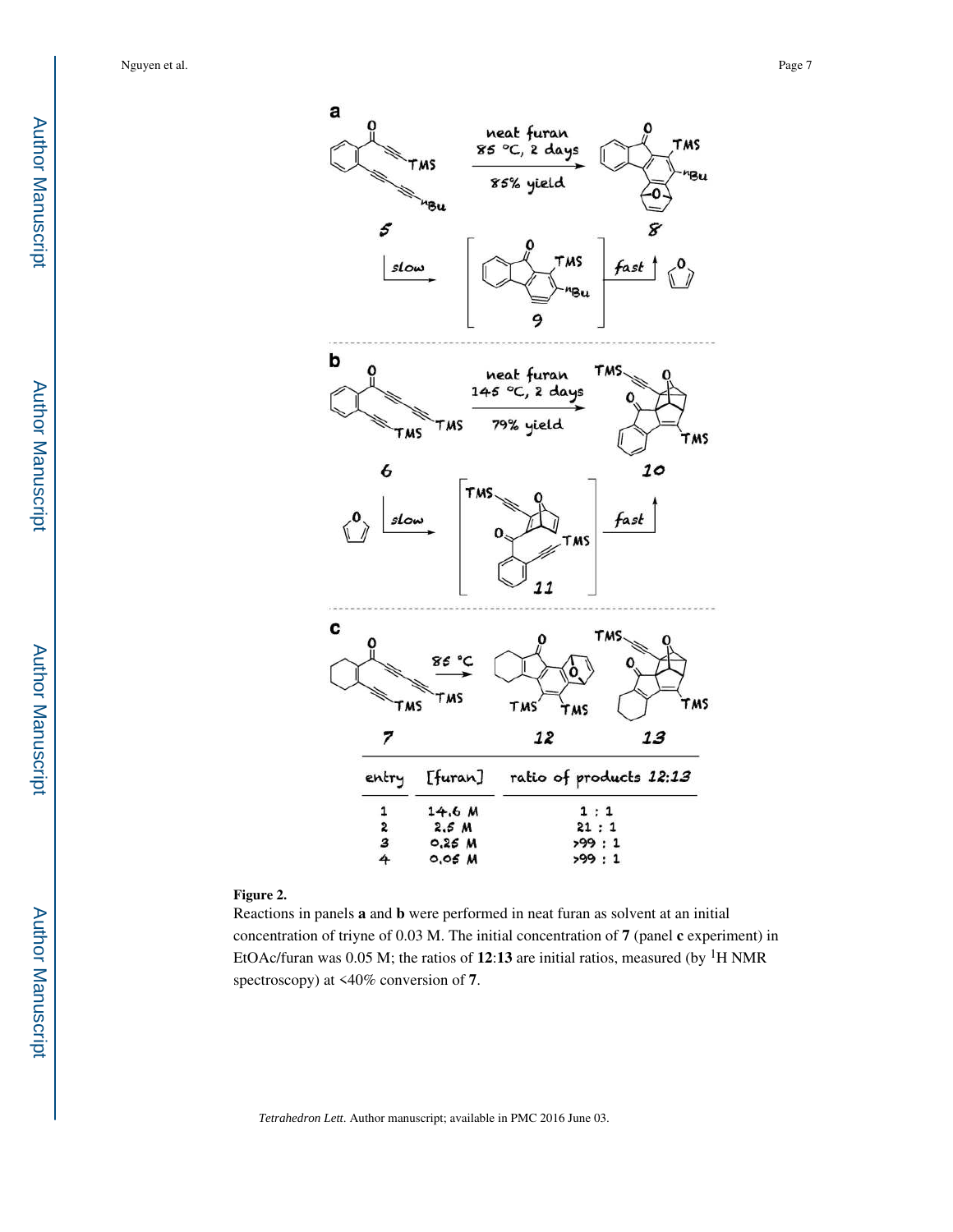| entry | [furan] | ratio of products 12:13 |
| --- | --- | --- |
| 1 | 14.6 M | 1 : 1 |
| 2 | 2.5 M | 21 : 1 |
| 3 | 0.25 M | >99 : 1 |
| 4 | 0.05 M | >99 : 1 |

**Figure 2.**

Reactions in panels **a** and **b** were performed in neat furan as solvent at an initial concentration of triyne of 0.03 M. The initial concentration of **7** (panel **c** experiment) in EtOAc/furan was 0.05 M; the ratios of **12**:**13** are initial ratios, measured (by $^{1}H$ NMR spectroscopy) at <40% conversion of **7**.